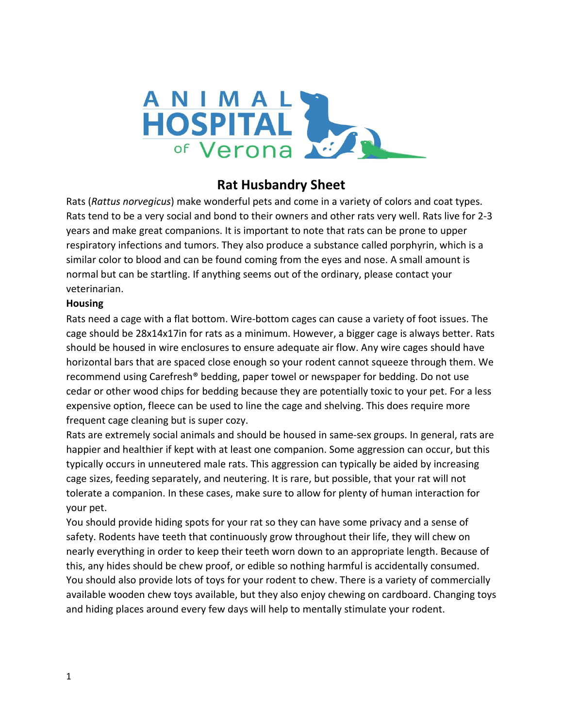# Rat Husbandry Sheet

Rats (*Rattus norvegicus*) make wonderful pets and come in a variety of colors and coat types. Rats tend to be a very social and bond to their owners and other rats very well. Rats live for 2-3 years and make great companions. It is important to note that rats can be prone to upper respiratory infections and tumors. They also produce a substance called porphyrin, which is a similar color to blood and can be found coming from the eyes and nose. A small amount is normal but can be startling. If anything seems out of the ordinary, please contact your veterinarian.

**Housing**

Rats need a cage with a flat bottom. Wire-bottom cages can cause a variety of foot issues. The cage should be 28x14x17in for rats as a minimum. However, a bigger cage is always better. Rats should be housed in wire enclosures to ensure adequate air flow. Any wire cages should have horizontal bars that are spaced close enough so your rodent cannot squeeze through them. We recommend using Carefresh® bedding, paper towel or newspaper for bedding. Do not use cedar or other wood chips for bedding because they are potentially toxic to your pet. For a less expensive option, fleece can be used to line the cage and shelving. This does require more frequent cage cleaning but is super cozy.

Rats are extremely social animals and should be housed in same-sex groups. In general, rats are happier and healthier if kept with at least one companion. Some aggression can occur, but this typically occurs in unneutered male rats. This aggression can typically be aided by increasing cage sizes, feeding separately, and neutering. It is rare, but possible, that your rat will not tolerate a companion. In these cases, make sure to allow for plenty of human interaction for your pet.

You should provide hiding spots for your rat so they can have some privacy and a sense of safety. Rodents have teeth that continuously grow throughout their life, they will chew on nearly everything in order to keep their teeth worn down to an appropriate length. Because of this, any hides should be chew proof, or edible so nothing harmful is accidentally consumed. You should also provide lots of toys for your rodent to chew. There is a variety of commercially available wooden chew toys available, but they also enjoy chewing on cardboard. Changing toys and hiding places around every few days will help to mentally stimulate your rodent.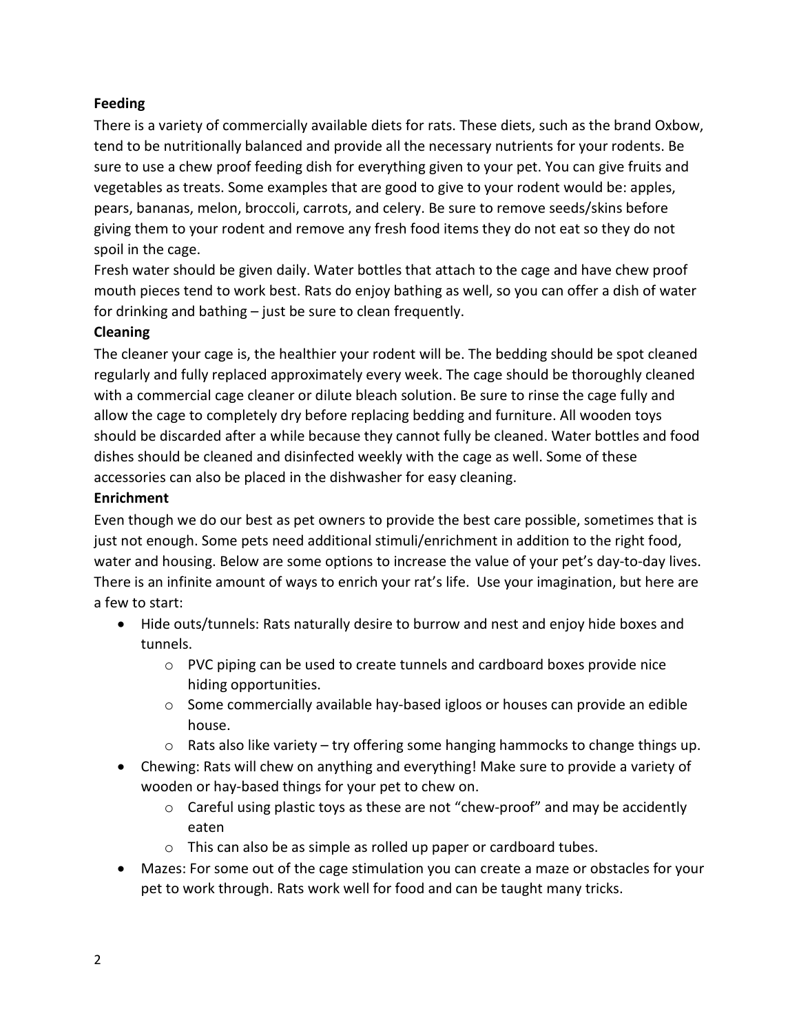**Feeding**

There is a variety of commercially available diets for rats. These diets, such as the brand Oxbow, tend to be nutritionally balanced and provide all the necessary nutrients for your rodents. Be sure to use a chew proof feeding dish for everything given to your pet. You can give fruits and vegetables as treats. Some examples that are good to give to your rodent would be: apples, pears, bananas, melon, broccoli, carrots, and celery. Be sure to remove seeds/skins before giving them to your rodent and remove any fresh food items they do not eat so they do not spoil in the cage.

Fresh water should be given daily. Water bottles that attach to the cage and have chew proof mouth pieces tend to work best. Rats do enjoy bathing as well, so you can offer a dish of water for drinking and bathing – just be sure to clean frequently.

**Cleaning**

The cleaner your cage is, the healthier your rodent will be. The bedding should be spot cleaned regularly and fully replaced approximately every week. The cage should be thoroughly cleaned with a commercial cage cleaner or dilute bleach solution. Be sure to rinse the cage fully and allow the cage to completely dry before replacing bedding and furniture. All wooden toys should be discarded after a while because they cannot fully be cleaned. Water bottles and food dishes should be cleaned and disinfected weekly with the cage as well. Some of these accessories can also be placed in the dishwasher for easy cleaning.

**Enrichment**

Even though we do our best as pet owners to provide the best care possible, sometimes that is just not enough. Some pets need additional stimuli/enrichment in addition to the right food, water and housing. Below are some options to increase the value of your pet's day-to-day lives. There is an infinite amount of ways to enrich your rat's life. Use your imagination, but here are a few to start:

- Hide outs/tunnels: Rats naturally desire to burrow and nest and enjoy hide boxes and tunnels.
    - PVC piping can be used to create tunnels and cardboard boxes provide nice hiding opportunities.
    - Some commercially available hay-based igloos or houses can provide an edible house.
    - Rats also like variety – try offering some hanging hammocks to change things up.
- Chewing: Rats will chew on anything and everything! Make sure to provide a variety of wooden or hay-based things for your pet to chew on.
    - Careful using plastic toys as these are not "chew-proof" and may be accidently eaten
    - This can also be as simple as rolled up paper or cardboard tubes.
- Mazes: For some out of the cage stimulation you can create a maze or obstacles for your pet to work through. Rats work well for food and can be taught many tricks.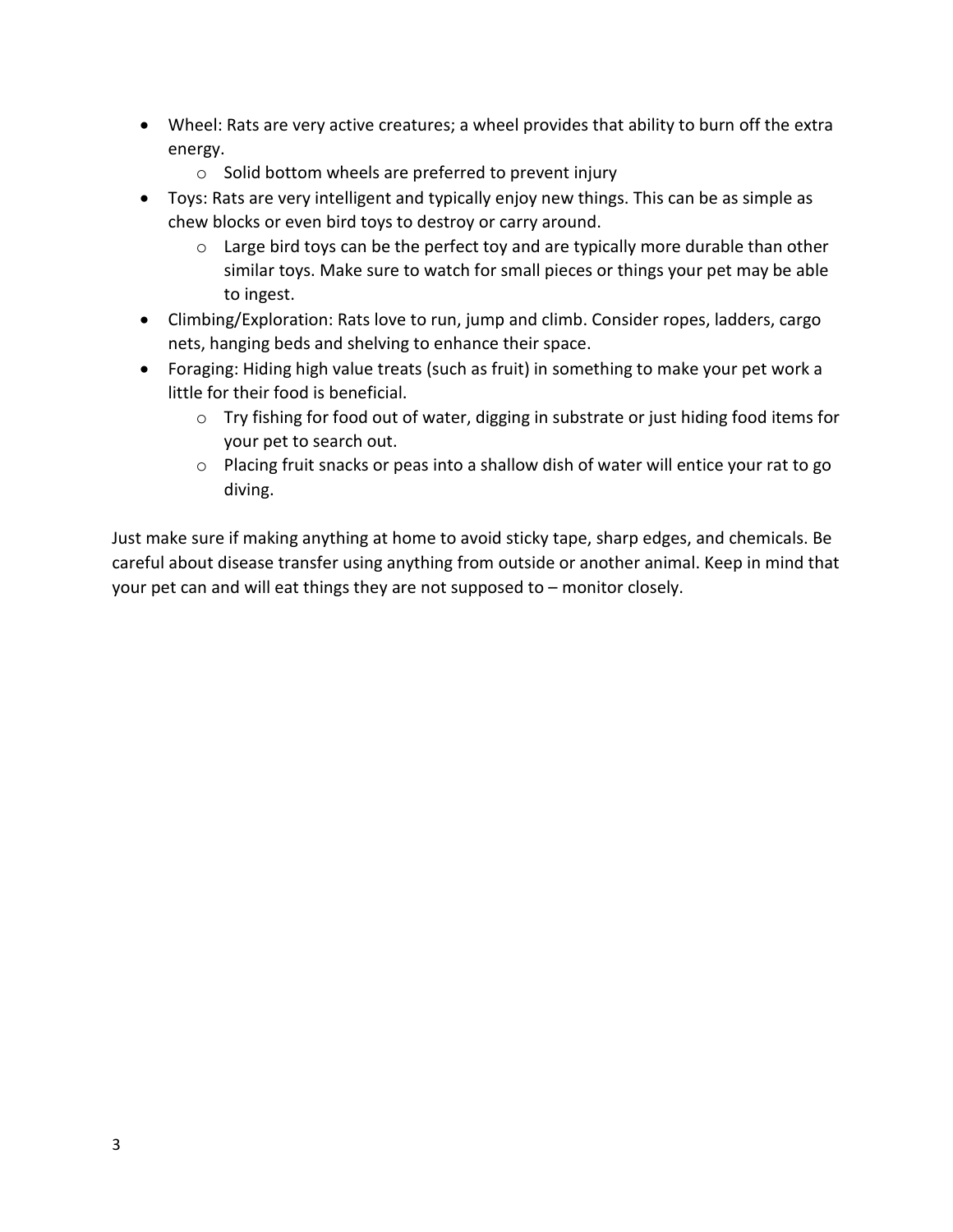- Wheel: Rats are very active creatures; a wheel provides that ability to burn off the extra energy.
    - Solid bottom wheels are preferred to prevent injury
- Toys: Rats are very intelligent and typically enjoy new things. This can be as simple as chew blocks or even bird toys to destroy or carry around.
    - Large bird toys can be the perfect toy and are typically more durable than other similar toys. Make sure to watch for small pieces or things your pet may be able to ingest.
- Climbing/Exploration: Rats love to run, jump and climb. Consider ropes, ladders, cargo nets, hanging beds and shelving to enhance their space.
- Foraging: Hiding high value treats (such as fruit) in something to make your pet work a little for their food is beneficial.
    - Try fishing for food out of water, digging in substrate or just hiding food items for your pet to search out.
    - Placing fruit snacks or peas into a shallow dish of water will entice your rat to go diving.

Just make sure if making anything at home to avoid sticky tape, sharp edges, and chemicals. Be careful about disease transfer using anything from outside or another animal. Keep in mind that your pet can and will eat things they are not supposed to – monitor closely.